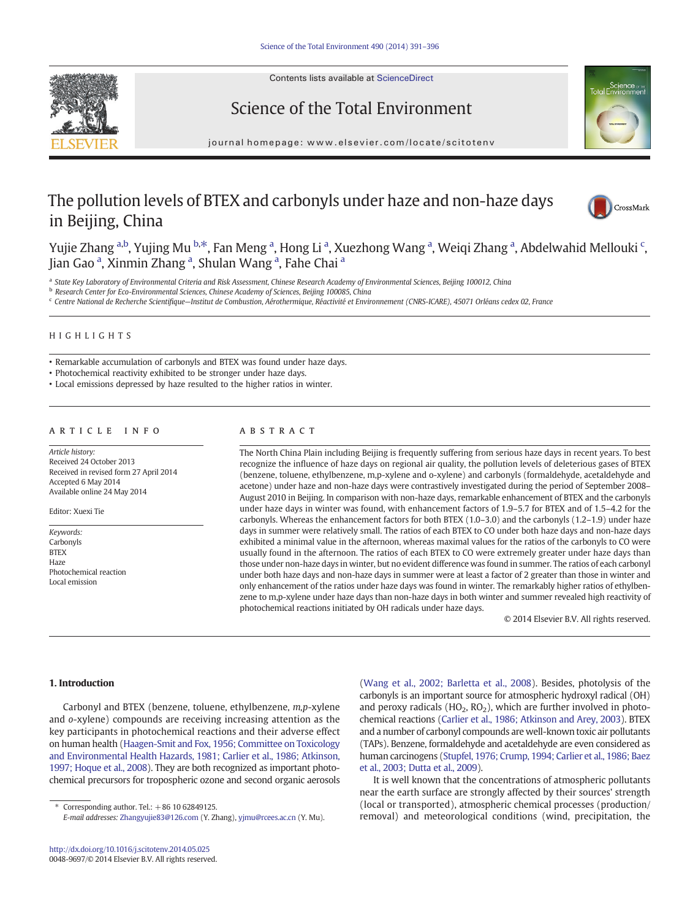# The pollution levels of BTEX and carbonyls under haze and non-haze days in Beijing, China

Yujie Zhang [a,b], Yujing Mu [b,*], Fan Meng [a], Hong Li [a], Xuezhong Wang [a], Weiqi Zhang [a], Abdelwahid Mellouki [c], Jian Gao [a], Xinmin Zhang [a], Shulan Wang [a], Fahe Chai [a]

[a] State Key Laboratory of Environmental Criteria and Risk Assessment, Chinese Research Academy of Environmental Sciences, Beijing 100012, China

[b] Research Center for Eco-Environmental Sciences, Chinese Academy of Sciences, Beijing 100085, China

[c] Centre National de Recherche Scientifique—Institut de Combustion, Aérothermique, Réactivité et Environnement (CNRS-ICARE), 45071 Orléans cedex 02, France

## HIGHLIGHTS

- Remarkable accumulation of carbonyls and BTEX was found under haze days.
- Photochemical reactivity exhibited to be stronger under haze days.
- Local emissions depressed by haze resulted to the higher ratios in winter.

## ARTICLE INFO

*Article history:*
Received 24 October 2013
Received in revised form 27 April 2014
Accepted 6 May 2014
Available online 24 May 2014

Editor: Xuexi Tie

*Keywords:*
Carbonyls
BTEX
Haze
Photochemical reaction
Local emission

## ABSTRACT

The North China Plain including Beijing is frequently suffering from serious haze days in recent years. To best recognize the influence of haze days on regional air quality, the pollution levels of deleterious gases of BTEX (benzene, toluene, ethylbenzene, m,p-xylene and o-xylene) and carbonyls (formaldehyde, acetaldehyde and acetone) under haze and non-haze days were contrastively investigated during the period of September 2008–August 2010 in Beijing. In comparison with non-haze days, remarkable enhancement of BTEX and the carbonyls under haze days in winter was found, with enhancement factors of 1.9–5.7 for BTEX and of 1.5–4.2 for the carbonyls. Whereas the enhancement factors for both BTEX (1.0–3.0) and the carbonyls (1.2–1.9) under haze days in summer were relatively small. The ratios of each BTEX to CO under both haze days and non-haze days exhibited a minimal value in the afternoon, whereas maximal values for the ratios of the carbonyls to CO were usually found in the afternoon. The ratios of each BTEX to CO were extremely greater under haze days than those under non-haze days in winter, but no evident difference was found in summer. The ratios of each carbonyl under both haze days and non-haze days in summer were at least a factor of 2 greater than those in winter and only enhancement of the ratios under haze days was found in winter. The remarkably higher ratios of ethylbenzene to m,p-xylene under haze days than non-haze days in both winter and summer revealed high reactivity of photochemical reactions initiated by OH radicals under haze days.

© 2014 Elsevier B.V. All rights reserved.

## 1. Introduction

Carbonyl and BTEX (benzene, toluene, ethylbenzene, *m,p*-xylene and *o*-xylene) compounds are receiving increasing attention as the key participants in photochemical reactions and their adverse effect on human health (Haagen-Smit and Fox, 1956; Committee on Toxicology and Environmental Health Hazards, 1981; Carlier et al., 1986; Atkinson, 1997; Hoque et al., 2008). They are both recognized as important photochemical precursors for tropospheric ozone and second organic aerosols (Wang et al., 2002; Barletta et al., 2008). Besides, photolysis of the carbonyls is an important source for atmospheric hydroxyl radical (OH) and peroxy radicals ($HO_2$, $RO_2$), which are further involved in photochemical reactions (Carlier et al., 1986; Atkinson and Arey, 2003). BTEX and a number of carbonyl compounds are well-known toxic air pollutants (TAPs). Benzene, formaldehyde and acetaldehyde are even considered as human carcinogens (Stupfel, 1976; Crump, 1994; Carlier et al., 1986; Baez et al., 2003; Dutta et al., 2009).

It is well known that the concentrations of atmospheric pollutants near the earth surface are strongly affected by their sources' strength (local or transported), atmospheric chemical processes (production/removal) and meteorological conditions (wind, precipitation, the

* Corresponding author. Tel.: +86 10 62849125.
*E-mail addresses:* Zhangyujie83@126.com (Y. Zhang), yjmu@rcees.ac.cn (Y. Mu).

http://dx.doi.org/10.1016/j.scitotenv.2014.05.025
0048-9697/© 2014 Elsevier B.V. All rights reserved.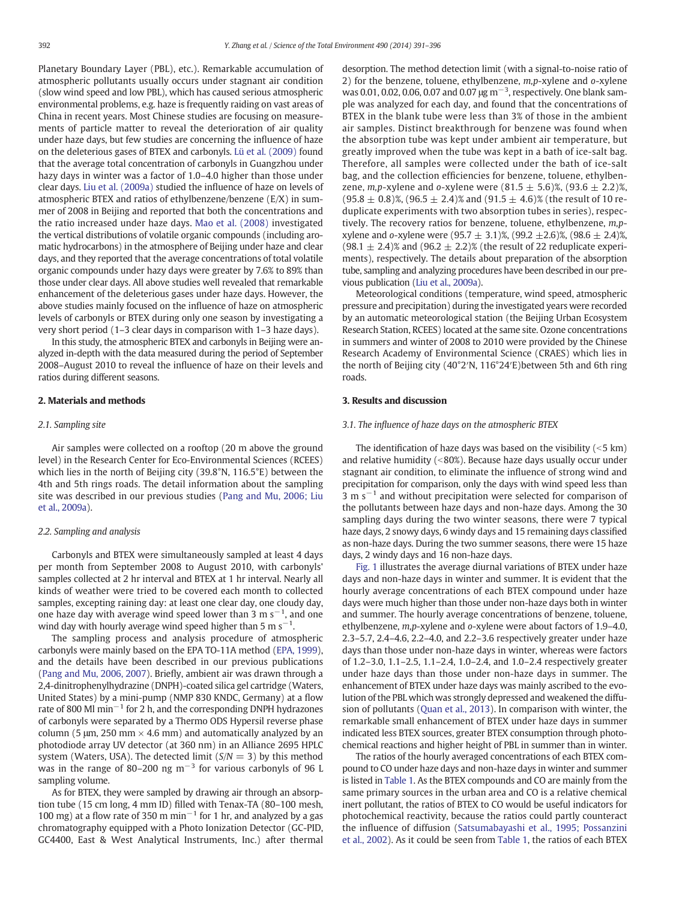Planetary Boundary Layer (PBL), etc.). Remarkable accumulation of atmospheric pollutants usually occurs under stagnant air condition (slow wind speed and low PBL), which has caused serious atmospheric environmental problems, e.g. haze is frequently raiding on vast areas of China in recent years. Most Chinese studies are focusing on measurements of particle matter to reveal the deterioration of air quality under haze days, but few studies are concerning the influence of haze on the deleterious gases of BTEX and carbonyls. Lü et al. (2009) found that the average total concentration of carbonyls in Guangzhou under hazy days in winter was a factor of 1.0–4.0 higher than those under clear days. Liu et al. (2009a) studied the influence of haze on levels of atmospheric BTEX and ratios of ethylbenzene/benzene (E/X) in summer of 2008 in Beijing and reported that both the concentrations and the ratio increased under haze days. Mao et al. (2008) investigated the vertical distributions of volatile organic compounds (including aromatic hydrocarbons) in the atmosphere of Beijing under haze and clear days, and they reported that the average concentrations of total volatile organic compounds under hazy days were greater by 7.6% to 89% than those under clear days. All above studies well revealed that remarkable enhancement of the deleterious gases under haze days. However, the above studies mainly focused on the influence of haze on atmospheric levels of carbonyls or BTEX during only one season by investigating a very short period (1–3 clear days in comparison with 1–3 haze days).

In this study, the atmospheric BTEX and carbonyls in Beijing were analyzed in-depth with the data measured during the period of September 2008–August 2010 to reveal the influence of haze on their levels and ratios during different seasons.

## 2. Materials and methods

### 2.1. Sampling site

Air samples were collected on a rooftop (20 m above the ground level) in the Research Center for Eco-Environmental Sciences (RCEES) which lies in the north of Beijing city (39.8°N, 116.5°E) between the 4th and 5th rings roads. The detail information about the sampling site was described in our previous studies (Pang and Mu, 2006; Liu et al., 2009a).

### 2.2. Sampling and analysis

Carbonyls and BTEX were simultaneously sampled at least 4 days per month from September 2008 to August 2010, with carbonyls' samples collected at 2 hr interval and BTEX at 1 hr interval. Nearly all kinds of weather were tried to be covered each month to collected samples, excepting raining day: at least one clear day, one cloudy day, one haze day with average wind speed lower than 3 m $s^{-1}$, and one wind day with hourly average wind speed higher than 5 m $s^{-1}$.

The sampling process and analysis procedure of atmospheric carbonyls were mainly based on the EPA TO-11A method (EPA, 1999), and the details have been described in our previous publications (Pang and Mu, 2006, 2007). Briefly, ambient air was drawn through a 2,4-dinitrophenylhydrazine (DNPH)-coated silica gel cartridge (Waters, United States) by a mini-pump (NMP 830 KNDC, Germany) at a flow rate of 800 Ml $min^{-1}$ for 2 h, and the corresponding DNPH hydrazones of carbonyls were separated by a Thermo ODS Hypersil reverse phase column (5 μm, 250 mm × 4.6 mm) and automatically analyzed by an photodiode array UV detector (at 360 nm) in an Alliance 2695 HPLC system (Waters, USA). The detected limit ($S/N = 3$) by this method was in the range of 80–200 ng $m^{-3}$ for various carbonyls of 96 L sampling volume.

As for BTEX, they were sampled by drawing air through an absorption tube (15 cm long, 4 mm ID) filled with Tenax-TA (80–100 mesh, 100 mg) at a flow rate of 350 m $min^{-1}$ for 1 hr, and analyzed by a gas chromatography equipped with a Photo Ionization Detector (GC-PID, GC4400, East & West Analytical Instruments, Inc.) after thermal desorption. The method detection limit (with a signal-to-noise ratio of 2) for the benzene, toluene, ethylbenzene, *m,p*-xylene and *o*-xylene was 0.01, 0.02, 0.06, 0.07 and 0.07 μg $m^{-3}$, respectively. One blank sample was analyzed for each day, and found that the concentrations of BTEX in the blank tube were less than 3% of those in the ambient air samples. Distinct breakthrough for benzene was found when the absorption tube was kept under ambient air temperature, but greatly improved when the tube was kept in a bath of ice-salt bag. Therefore, all samples were collected under the bath of ice-salt bag, and the collection efficiencies for benzene, toluene, ethylbenzene, *m,p*-xylene and *o*-xylene were (81.5 ± 5.6)%, (93.6 ± 2.2)%, (95.8 ± 0.8)%, (96.5 ± 2.4)% and (91.5 ± 4.6)% (the result of 10 reduplicate experiments with two absorption tubes in series), respectively. The recovery ratios for benzene, toluene, ethylbenzene, *m,p*-xylene and *o*-xylene were (95.7 ± 3.1)%, (99.2 ±2.6)%, (98.6 ± 2.4)%, (98.1 ± 2.4)% and (96.2 ± 2.2)% (the result of 22 reduplicate experiments), respectively. The details about preparation of the absorption tube, sampling and analyzing procedures have been described in our previous publication (Liu et al., 2009a).

Meteorological conditions (temperature, wind speed, atmospheric pressure and precipitation) during the investigated years were recorded by an automatic meteorological station (the Beijing Urban Ecosystem Research Station, RCEES) located at the same site. Ozone concentrations in summers and winter of 2008 to 2010 were provided by the Chinese Research Academy of Environmental Science (CRAES) which lies in the north of Beijing city (40°2′N, 116°24′E)between 5th and 6th ring roads.

## 3. Results and discussion

### 3.1. The influence of haze days on the atmospheric BTEX

The identification of haze days was based on the visibility (<5 km) and relative humidity (<80%). Because haze days usually occur under stagnant air condition, to eliminate the influence of strong wind and precipitation for comparison, only the days with wind speed less than 3 m $s^{-1}$ and without precipitation were selected for comparison of the pollutants between haze days and non-haze days. Among the 30 sampling days during the two winter seasons, there were 7 typical haze days, 2 snowy days, 6 windy days and 15 remaining days classified as non-haze days. During the two summer seasons, there were 15 haze days, 2 windy days and 16 non-haze days.

Fig. 1 illustrates the average diurnal variations of BTEX under haze days and non-haze days in winter and summer. It is evident that the hourly average concentrations of each BTEX compound under haze days were much higher than those under non-haze days both in winter and summer. The hourly average concentrations of benzene, toluene, ethylbenzene, *m,p*-xylene and *o*-xylene were about factors of 1.9–4.0, 2.3–5.7, 2.4–4.6, 2.2–4.0, and 2.2–3.6 respectively greater under haze days than those under non-haze days in winter, whereas were factors of 1.2–3.0, 1.1–2.5, 1.1–2.4, 1.0–2.4, and 1.0–2.4 respectively greater under haze days than those under non-haze days in summer. The enhancement of BTEX under haze days was mainly ascribed to the evolution of the PBL which was strongly depressed and weakened the diffusion of pollutants (Quan et al., 2013). In comparison with winter, the remarkable small enhancement of BTEX under haze days in summer indicated less BTEX sources, greater BTEX consumption through photochemical reactions and higher height of PBL in summer than in winter.

The ratios of the hourly averaged concentrations of each BTEX compound to CO under haze days and non-haze days in winter and summer is listed in Table 1. As the BTEX compounds and CO are mainly from the same primary sources in the urban area and CO is a relative chemical inert pollutant, the ratios of BTEX to CO would be useful indicators for photochemical reactivity, because the ratios could partly counteract the influence of diffusion (Satsumabayashi et al., 1995; Possanzini et al., 2002). As it could be seen from Table 1, the ratios of each BTEX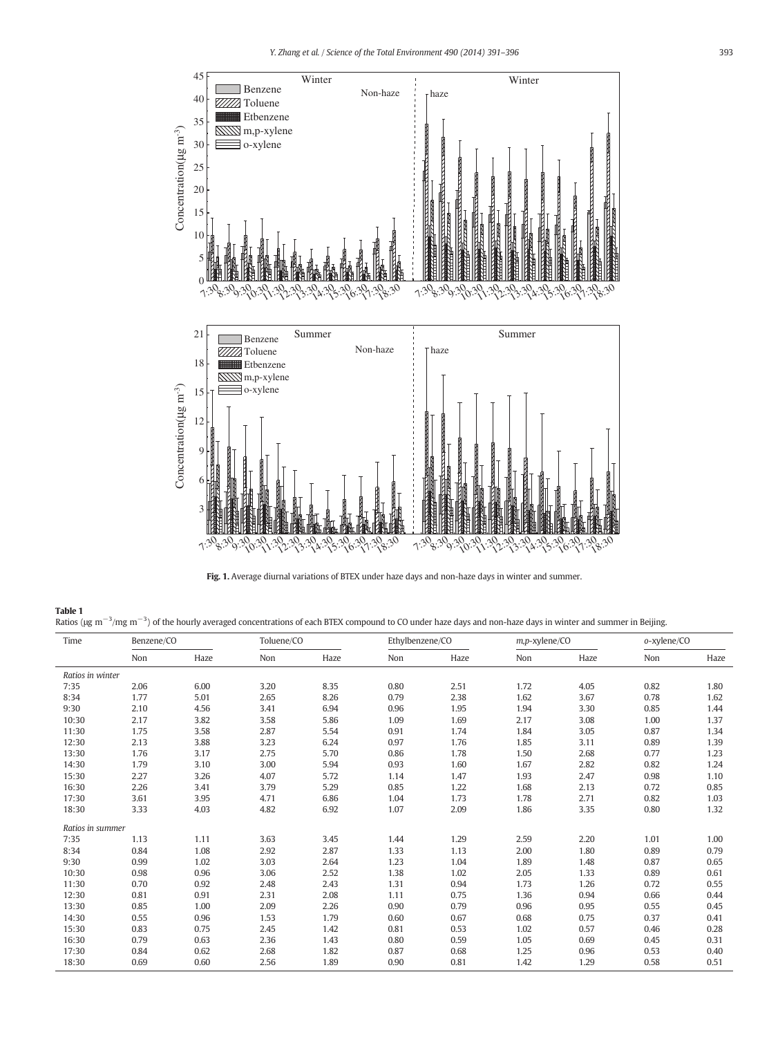Fig. 1. Average diurnal variations of BTEX under haze days and non-haze days in winter and summer.

**Table 1**
Ratios (μg m$^{-3}$/mg m$^{-3}$) of the hourly averaged concentrations of each BTEX compound to CO under haze days and non-haze days in winter and summer in Beijing.

| Time | Benzene/CO | | Toluene/CO | | Ethylbenzene/CO | | *m,p*-xylene/CO | | *o*-xylene/CO | |
|---|---|---|---|---|---|---|---|---|---|---|
| | Non | Haze | Non | Haze | Non | Haze | Non | Haze | Non | Haze |
| *Ratios in winter* | | | | | | | | | | |
| 7:35 | 2.06 | 6.00 | 3.20 | 8.35 | 0.80 | 2.51 | 1.72 | 4.05 | 0.82 | 1.80 |
| 8:34 | 1.77 | 5.01 | 2.65 | 8.26 | 0.79 | 2.38 | 1.62 | 3.67 | 0.78 | 1.62 |
| 9:30 | 2.10 | 4.56 | 3.41 | 6.94 | 0.96 | 1.95 | 1.94 | 3.30 | 0.85 | 1.44 |
| 10:30 | 2.17 | 3.82 | 3.58 | 5.86 | 1.09 | 1.69 | 2.17 | 3.08 | 1.00 | 1.37 |
| 11:30 | 1.75 | 3.58 | 2.87 | 5.54 | 0.91 | 1.74 | 1.84 | 3.05 | 0.87 | 1.34 |
| 12:30 | 2.13 | 3.88 | 3.23 | 6.24 | 0.97 | 1.76 | 1.85 | 3.11 | 0.89 | 1.39 |
| 13:30 | 1.76 | 3.17 | 2.75 | 5.70 | 0.86 | 1.78 | 1.50 | 2.68 | 0.77 | 1.23 |
| 14:30 | 1.79 | 3.10 | 3.00 | 5.94 | 0.93 | 1.60 | 1.67 | 2.82 | 0.82 | 1.24 |
| 15:30 | 2.27 | 3.26 | 4.07 | 5.72 | 1.14 | 1.47 | 1.93 | 2.47 | 0.98 | 1.10 |
| 16:30 | 2.26 | 3.41 | 3.79 | 5.29 | 0.85 | 1.22 | 1.68 | 2.13 | 0.72 | 0.85 |
| 17:30 | 3.61 | 3.95 | 4.71 | 6.86 | 1.04 | 1.73 | 1.78 | 2.71 | 0.82 | 1.03 |
| 18:30 | 3.33 | 4.03 | 4.82 | 6.92 | 1.07 | 2.09 | 1.86 | 3.35 | 0.80 | 1.32 |
| *Ratios in summer* | | | | | | | | | | |
| 7:35 | 1.13 | 1.11 | 3.63 | 3.45 | 1.44 | 1.29 | 2.59 | 2.20 | 1.01 | 1.00 |
| 8:34 | 0.84 | 1.08 | 2.92 | 2.87 | 1.33 | 1.13 | 2.00 | 1.80 | 0.89 | 0.79 |
| 9:30 | 0.99 | 1.02 | 3.03 | 2.64 | 1.23 | 1.04 | 1.89 | 1.48 | 0.87 | 0.65 |
| 10:30 | 0.98 | 0.96 | 3.06 | 2.52 | 1.38 | 1.02 | 2.05 | 1.33 | 0.89 | 0.61 |
| 11:30 | 0.70 | 0.92 | 2.48 | 2.43 | 1.31 | 0.94 | 1.73 | 1.26 | 0.72 | 0.55 |
| 12:30 | 0.81 | 0.91 | 2.31 | 2.08 | 1.11 | 0.75 | 1.36 | 0.94 | 0.66 | 0.44 |
| 13:30 | 0.85 | 1.00 | 2.09 | 2.26 | 0.90 | 0.79 | 0.96 | 0.95 | 0.55 | 0.45 |
| 14:30 | 0.55 | 0.96 | 1.53 | 1.79 | 0.60 | 0.67 | 0.68 | 0.75 | 0.37 | 0.41 |
| 15:30 | 0.83 | 0.75 | 2.45 | 1.42 | 0.81 | 0.53 | 1.02 | 0.57 | 0.46 | 0.28 |
| 16:30 | 0.79 | 0.63 | 2.36 | 1.43 | 0.80 | 0.59 | 1.05 | 0.69 | 0.45 | 0.31 |
| 17:30 | 0.84 | 0.62 | 2.68 | 1.82 | 0.87 | 0.68 | 1.25 | 0.96 | 0.53 | 0.40 |
| 18:30 | 0.69 | 0.60 | 2.56 | 1.89 | 0.90 | 0.81 | 1.42 | 1.29 | 0.58 | 0.51 |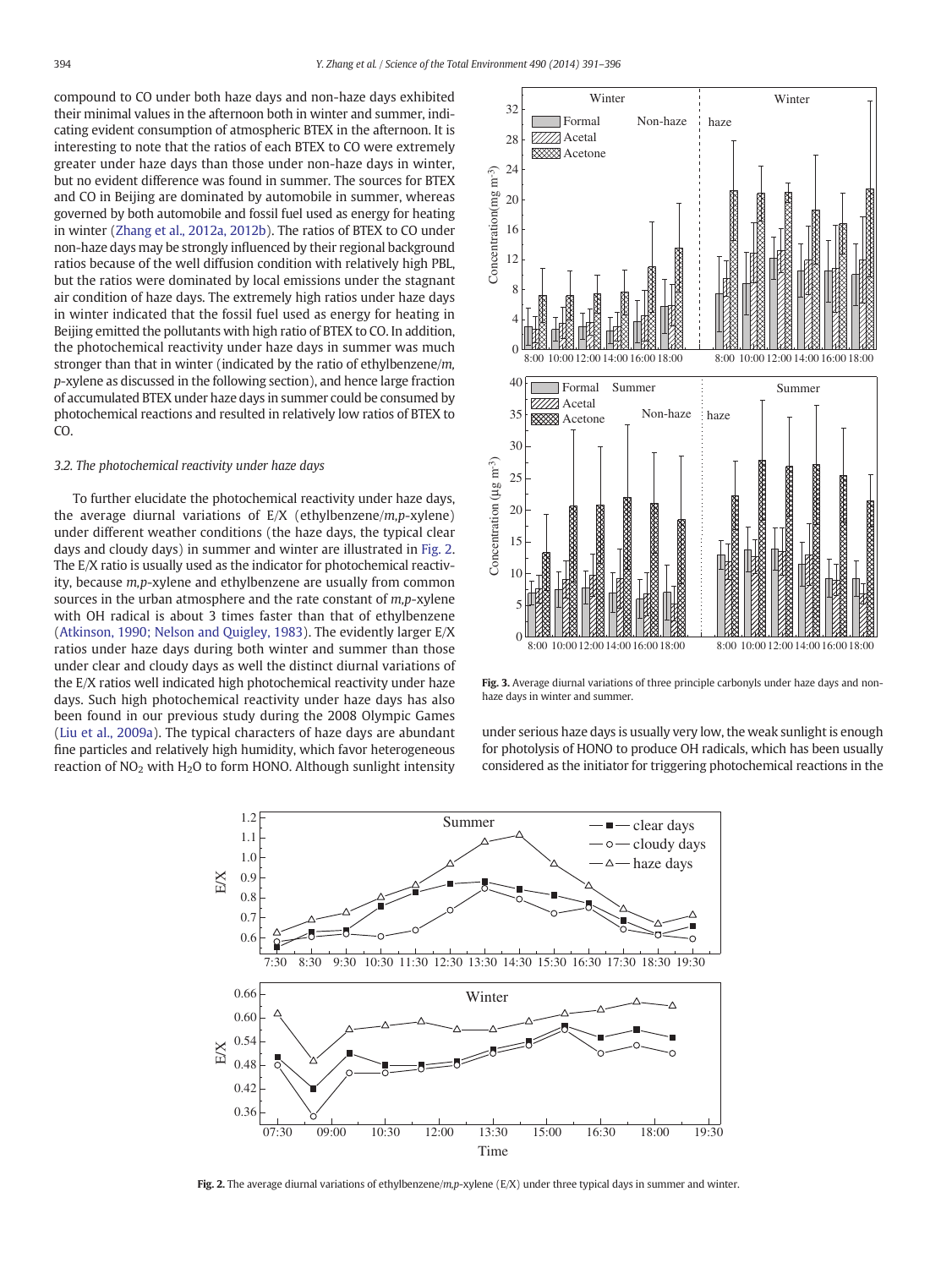compound to CO under both haze days and non-haze days exhibited their minimal values in the afternoon both in winter and summer, indicating evident consumption of atmospheric BTEX in the afternoon. It is interesting to note that the ratios of each BTEX to CO were extremely greater under haze days than those under non-haze days in winter, but no evident difference was found in summer. The sources for BTEX and CO in Beijing are dominated by automobile in summer, whereas governed by both automobile and fossil fuel used as energy for heating in winter (Zhang et al., 2012a, 2012b). The ratios of BTEX to CO under non-haze days may be strongly influenced by their regional background ratios because of the well diffusion condition with relatively high PBL, but the ratios were dominated by local emissions under the stagnant air condition of haze days. The extremely high ratios under haze days in winter indicated that the fossil fuel used as energy for heating in Beijing emitted the pollutants with high ratio of BTEX to CO. In addition, the photochemical reactivity under haze days in summer was much stronger than that in winter (indicated by the ratio of ethylbenzene/*m,p*-xylene as discussed in the following section), and hence large fraction of accumulated BTEX under haze days in summer could be consumed by photochemical reactions and resulted in relatively low ratios of BTEX to CO.

### 3.2. The photochemical reactivity under haze days

To further elucidate the photochemical reactivity under haze days, the average diurnal variations of E/X (ethylbenzene/*m,p*-xylene) under different weather conditions (the haze days, the typical clear days and cloudy days) in summer and winter are illustrated in Fig. 2. The E/X ratio is usually used as the indicator for photochemical reactivity, because *m,p*-xylene and ethylbenzene are usually from common sources in the urban atmosphere and the rate constant of *m,p*-xylene with OH radical is about 3 times faster than that of ethylbenzene (Atkinson, 1990; Nelson and Quigley, 1983). The evidently larger E/X ratios under haze days during both winter and summer than those under clear and cloudy days as well the distinct diurnal variations of the E/X ratios well indicated high photochemical reactivity under haze days. Such high photochemical reactivity under haze days has also been found in our previous study during the 2008 Olympic Games (Liu et al., 2009a). The typical characters of haze days are abundant fine particles and relatively high humidity, which favor heterogeneous reaction of $NO_2$ with $H_2O$ to form HONO. Although sunlight intensity under serious haze days is usually very low, the weak sunlight is enough for photolysis of HONO to produce OH radicals, which has been usually considered as the initiator for triggering photochemical reactions in the

**Fig. 3.** Average diurnal variations of three principle carbonyls under haze days and non-haze days in winter and summer.

**Fig. 2.** The average diurnal variations of ethylbenzene/*m,p*-xylene (E/X) under three typical days in summer and winter.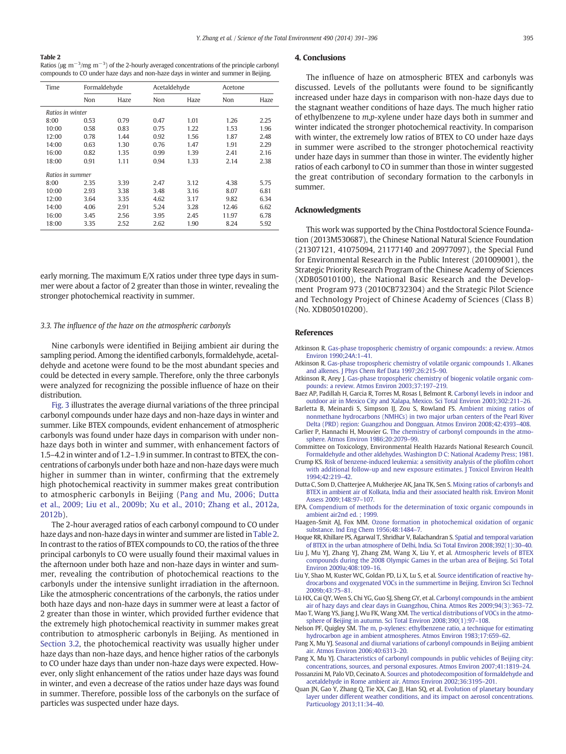**Table 2**
Ratios (μg $m^{-3}$/mg $m^{-3}$) of the 2-hourly averaged concentrations of the principle carbonyl compounds to CO under haze days and non-haze days in winter and summer in Beijing.

| Time | Formaldehyde | | Acetaldehyde | | Acetone | |
|---|---|---|---|---|---|---|
| | Non | Haze | Non | Haze | Non | Haze |
| *Ratios in winter* | | | | | | |
| 8:00 | 0.53 | 0.79 | 0.47 | 1.01 | 1.26 | 2.25 |
| 10:00 | 0.58 | 0.83 | 0.75 | 1.22 | 1.53 | 1.96 |
| 12:00 | 0.78 | 1.44 | 0.92 | 1.56 | 1.87 | 2.48 |
| 14:00 | 0.63 | 1.30 | 0.76 | 1.47 | 1.91 | 2.29 |
| 16:00 | 0.82 | 1.35 | 0.99 | 1.39 | 2.41 | 2.16 |
| 18:00 | 0.91 | 1.11 | 0.94 | 1.33 | 2.14 | 2.38 |
| *Ratios in summer* | | | | | | |
| 8:00 | 2.35 | 3.39 | 2.47 | 3.12 | 4.38 | 5.75 |
| 10:00 | 2.93 | 3.38 | 3.48 | 3.16 | 8.07 | 6.81 |
| 12:00 | 3.64 | 3.35 | 4.62 | 3.17 | 9.82 | 6.34 |
| 14:00 | 4.06 | 2.91 | 5.24 | 3.28 | 12.46 | 6.62 |
| 16:00 | 3.45 | 2.56 | 3.95 | 2.45 | 11.97 | 6.78 |
| 18:00 | 3.35 | 2.52 | 2.62 | 1.90 | 8.24 | 5.92 |

early morning. The maximum E/X ratios under three type days in summer were about a factor of 2 greater than those in winter, revealing the stronger photochemical reactivity in summer.

### 3.3. The influence of the haze on the atmospheric carbonyls

Nine carbonyls were identified in Beijing ambient air during the sampling period. Among the identified carbonyls, formaldehyde, acetaldehyde and acetone were found to be the most abundant species and could be detected in every sample. Therefore, only the three carbonyls were analyzed for recognizing the possible influence of haze on their distribution.

Fig. 3 illustrates the average diurnal variations of the three principal carbonyl compounds under haze days and non-haze days in winter and summer. Like BTEX compounds, evident enhancement of atmospheric carbonyls was found under haze days in comparison with under non-haze days both in winter and summer, with enhancement factors of 1.5–4.2 in winter and of 1.2–1.9 in summer. In contrast to BTEX, the concentrations of carbonyls under both haze and non-haze days were much higher in summer than in winter, confirming that the extremely high photochemical reactivity in summer makes great contribution to atmospheric carbonyls in Beijing (Pang and Mu, 2006; Dutta et al., 2009; Liu et al., 2009b; Xu et al., 2010; Zhang et al., 2012a, 2012b).

The 2-hour averaged ratios of each carbonyl compound to CO under haze days and non-haze days in winter and summer are listed in Table 2. In contrast to the ratios of BTEX compounds to CO, the ratios of the three principal carbonyls to CO were usually found their maximal values in the afternoon under both haze and non-haze days in winter and summer, revealing the contribution of photochemical reactions to the carbonyls under the intensive sunlight irradiation in the afternoon. Like the atmospheric concentrations of the carbonyls, the ratios under both haze days and non-haze days in summer were at least a factor of 2 greater than those in winter, which provided further evidence that the extremely high photochemical reactivity in summer makes great contribution to atmospheric carbonyls in Beijing. As mentioned in Section 3.2, the photochemical reactivity was usually higher under haze days than non-haze days, and hence higher ratios of the carbonyls to CO under haze days than under non-haze days were expected. However, only slight enhancement of the ratios under haze days was found in winter, and even a decrease of the ratios under haze days was found in summer. Therefore, possible loss of the carbonyls on the surface of particles was suspected under haze days.

## 4. Conclusions

The influence of haze on atmospheric BTEX and carbonyls was discussed. Levels of the pollutants were found to be significantly increased under haze days in comparison with non-haze days due to the stagnant weather conditions of haze days. The much higher ratio of ethylbenzene to *m,p*-xylene under haze days in both summer and winter indicated the stronger photochemical reactivity. In comparison with winter, the extremely low ratios of BTEX to CO under haze days in summer were ascribed to the stronger photochemical reactivity under haze days in summer than those in winter. The evidently higher ratios of each carbonyl to CO in summer than those in winter suggested the great contribution of secondary formation to the carbonyls in summer.

## Acknowledgments

This work was supported by the China Postdoctoral Science Foundation (2013M530687), the Chinese National Natural Science Foundation (21307121, 41075094, 21177140 and 20977097), the Special Fund for Environmental Research in the Public Interest (201009001), the Strategic Priority Research Program of the Chinese Academy of Sciences (XDB05010100), the National Basic Research and the Development Program 973 (2010CB732304) and the Strategic Pilot Science and Technology Project of Chinese Academy of Sciences (Class B) (No. XDB05010200).

## References

Atkinson R. Gas-phase tropospheric chemistry of organic compounds: a review. Atmos Environ 1990;24A:1–41.

Atkinson R. Gas-phase tropospheric chemistry of volatile organic compounds 1. Alkanes and alkenes. J Phys Chem Ref Data 1997;26:215–90.

Atkinson R, Arey J. Gas-phase tropospheric chemistry of biogenic volatile organic compounds: a review. Atmos Environ 2003;37:197–219.

Baez AP, Padillah H, Garcia R, Torres M, Rosas I, Belmont R. Carbonyl levels in indoor and outdoor air in Mexico City and Xalapa, Mexico. Sci Total Environ 2003;302:211–26.

Barletta B, Meinardi S, Simpson IJ, Zou S, Rowland FS. Ambient mixing ratios of nonmethane hydrocarbons (NMHCs) in two major urban centers of the Pearl River Delta (PRD) region: Guangzhou and Dongguan. Atmos Environ 2008;42:4393–408.

Carlier P, Hannachi H, Mouvier G. The chemistry of carbonyl compounds in the atmosphere. Atmos Environ 1986;20:2079–99.

Committee on Toxicology, Environmental Health Hazards National Research Council. Formaldehyde and other aldehydes. Washington D C: National Academy Press; 1981.

Crump KS. Risk of benzene-induced leukemia: a sensitivity analysis of the pliofilm cohort with additional follow-up and new exposure estimates. J Toxicol Environ Health 1994;42:219–42.

Dutta C, Som D, Chatterjee A, Mukherjee AK, Jana TK, Sen S. Mixing ratios of carbonyls and BTEX in ambient air of Kolkata, India and their associated health risk. Environ Monit Assess 2009;148:97–107.

EPA. Compendium of methods for the determination of toxic organic compounds in ambient air2nd ed. ; 1999.

Haagen-Smit AJ, Fox MM. Ozone formation in photochemical oxidation of organic substance. Ind Eng Chem 1956;48:1484–7.

Hoque RR, Khillare PS, Agarwal T, Shridhar V, Balachandran S. Spatial and temporal variation of BTEX in the urban atmosphere of Delhi, India. Sci Total Environ 2008;392(1):30–40.

Liu J, Mu YJ, Zhang YJ, Zhang ZM, Wang X, Liu Y, et al. Atmospheric levels of BTEX compounds during the 2008 Olympic Games in the urban area of Beijing. Sci Total Environ 2009a;408:109–16.

Liu Y, Shao M, Kuster WC, Goldan PD, Li X, Lu S, et al. Source identification of reactive hydrocarbons and oxygenated VOCs in the summertime in Beijing. Environ Sci Technol 2009b;43:75–81.

Lü HX, Cai QY, Wen S, Chi YG, Guo SJ, Sheng GY, et al. Carbonyl compounds in the ambient air of hazy days and clear days in Guangzhou, China. Atmos Res 2009;94(3):363–72.

Mao T, Wang YS, Jiang J, Wu FK, Wang XM. The vertical distributions of VOCs in the atmosphere of Beijing in autumn. Sci Total Environ 2008;390(1):97–108.

Nelson PF, Quigley SM. The m, p-xylenes: ethylbenzene ratio, a technique for estimating hydrocarbon age in ambient atmospheres. Atmos Environ 1983;17:659–62.

Pang X, Mu YJ. Seasonal and diurnal variations of carbonyl compounds in Beijing ambient air. Atmos Environ 2006;40:6313–20.

Pang X, Mu YJ. Characteristics of carbonyl compounds in public vehicles of Beijing city: concentrations, sources, and personal exposures. Atmos Environ 2007;41:1819–24.

Possanzini M, Palo VD, Cecinato A. Sources and photodecomposition of formaldehyde and acetaldehyde in Rome ambient air. Atmos Environ 2002;36:3195–201.

Quan JN, Gao Y, Zhang Q, Tie XX, Cao JJ, Han SQ, et al. Evolution of planetary boundary layer under different weather conditions, and its impact on aerosol concentrations. Particuology 2013;11:34–40.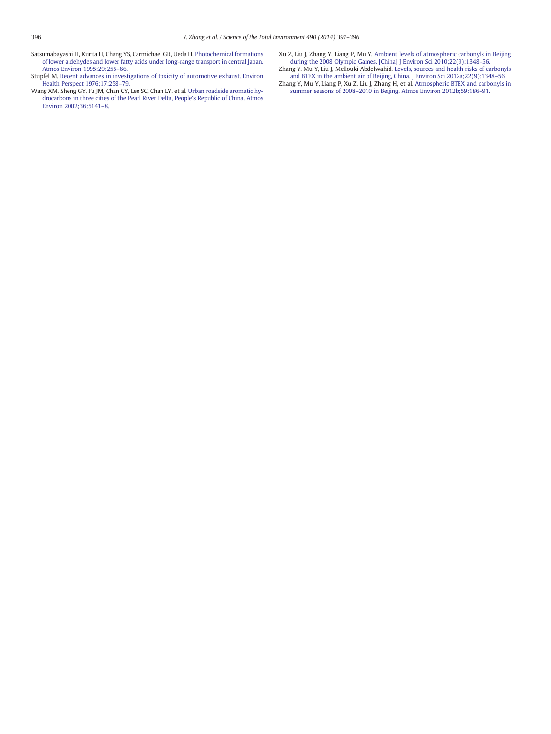Satsumabayashi H, Kurita H, Chang YS, Carmichael GR, Ueda H. Photochemical formations of lower aldehydes and lower fatty acids under long-range transport in central Japan. Atmos Environ 1995;29:255–66.

Stupfel M. Recent advances in investigations of toxicity of automotive exhaust. Environ Health Perspect 1976;17:258–79.

Wang XM, Sheng GY, Fu JM, Chan CY, Lee SC, Chan LY, et al. Urban roadside aromatic hydrocarbons in three cities of the Pearl River Delta, People's Republic of China. Atmos Environ 2002;36:5141–8.

Xu Z, Liu J, Zhang Y, Liang P, Mu Y. Ambient levels of atmospheric carbonyls in Beijing during the 2008 Olympic Games. [China] J Environ Sci 2010;22(9):1348–56.

Zhang Y, Mu Y, Liu J, Mellouki Abdelwahid. Levels, sources and health risks of carbonyls and BTEX in the ambient air of Beijing, China. J Environ Sci 2012a;22(9):1348–56.

Zhang Y, Mu Y, Liang P, Xu Z, Liu J, Zhang H, et al. Atmospheric BTEX and carbonyls in summer seasons of 2008–2010 in Beijing. Atmos Environ 2012b;59:186–91.